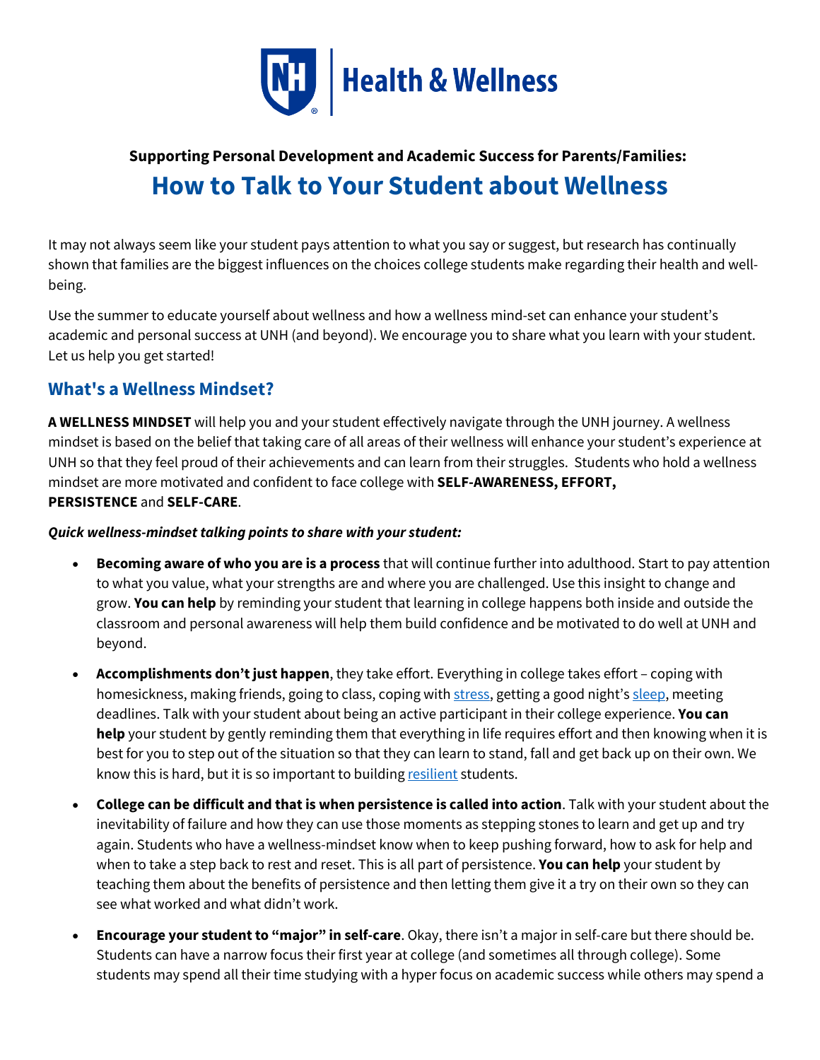Health & Wellness

**Supporting Personal Development and Academic Success for Parents/Families:**

# How to Talk to Your Student about Wellness

It may not always seem like your student pays attention to what you say or suggest, but research has continually shown that families are the biggest influences on the choices college students make regarding their health and well-being.

Use the summer to educate yourself about wellness and how a wellness mind-set can enhance your student's academic and personal success at UNH (and beyond). We encourage you to share what you learn with your student. Let us help you get started!

## What's a Wellness Mindset?

**A WELLNESS MINDSET** will help you and your student effectively navigate through the UNH journey. A wellness mindset is based on the belief that taking care of all areas of their wellness will enhance your student's experience at UNH so that they feel proud of their achievements and can learn from their struggles. Students who hold a wellness mindset are more motivated and confident to face college with **SELF-AWARENESS, EFFORT, PERSISTENCE** and **SELF-CARE**.

***Quick wellness-mindset talking points to share with your student:***

- **Becoming aware of who you are is a process** that will continue further into adulthood. Start to pay attention to what you value, what your strengths are and where you are challenged. Use this insight to change and grow. **You can help** by reminding your student that learning in college happens both inside and outside the classroom and personal awareness will help them build confidence and be motivated to do well at UNH and beyond.
- **Accomplishments don't just happen**, they take effort. Everything in college takes effort – coping with homesickness, making friends, going to class, coping with stress, getting a good night's sleep, meeting deadlines. Talk with your student about being an active participant in their college experience. **You can help** your student by gently reminding them that everything in life requires effort and then knowing when it is best for you to step out of the situation so that they can learn to stand, fall and get back up on their own. We know this is hard, but it is so important to building resilient students.
- **College can be difficult and that is when persistence is called into action**. Talk with your student about the inevitability of failure and how they can use those moments as stepping stones to learn and get up and try again. Students who have a wellness-mindset know when to keep pushing forward, how to ask for help and when to take a step back to rest and reset. This is all part of persistence. **You can help** your student by teaching them about the benefits of persistence and then letting them give it a try on their own so they can see what worked and what didn't work.
- **Encourage your student to "major" in self-care**. Okay, there isn't a major in self-care but there should be. Students can have a narrow focus their first year at college (and sometimes all through college). Some students may spend all their time studying with a hyper focus on academic success while others may spend a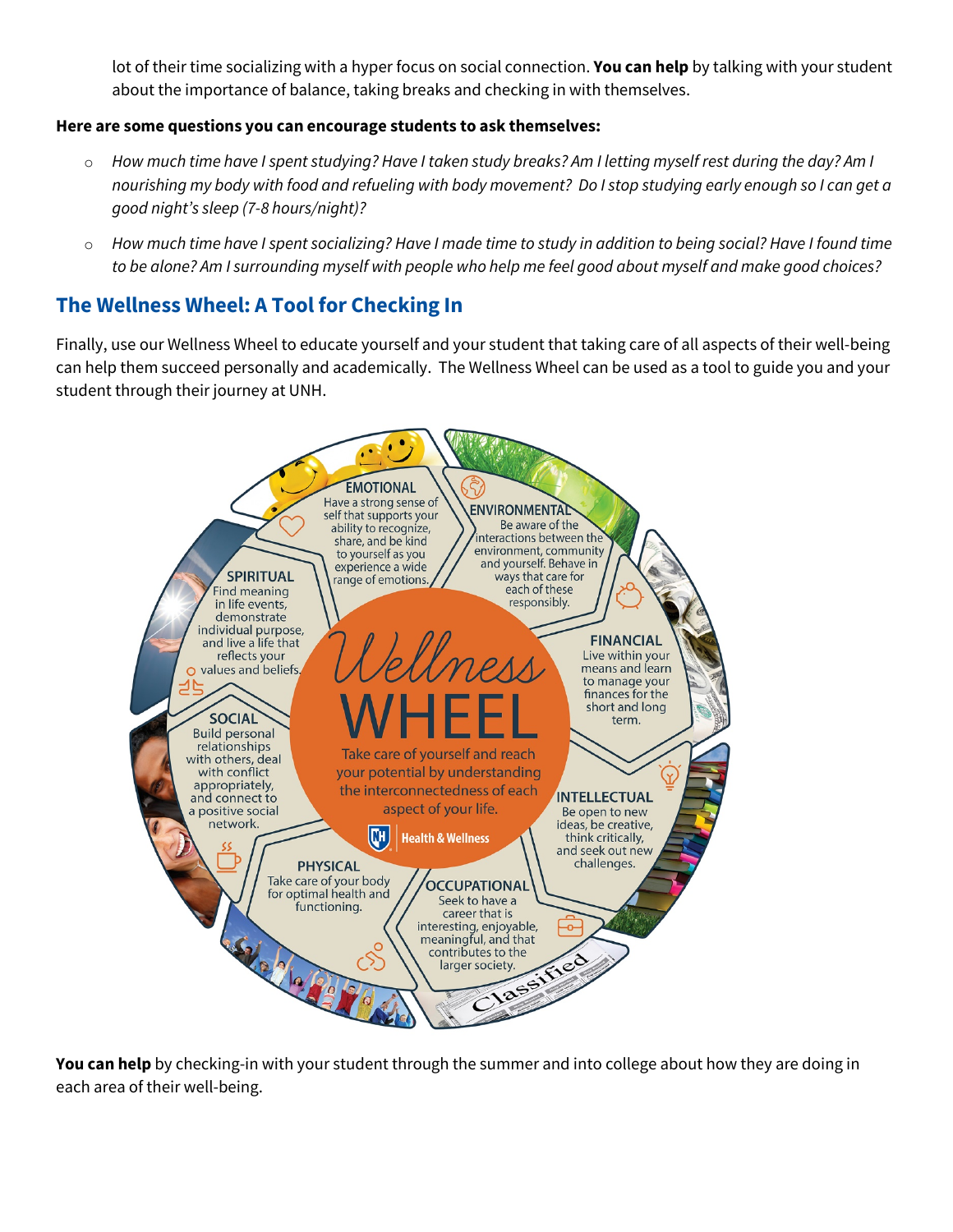lot of their time socializing with a hyper focus on social connection. **You can help** by talking with your student about the importance of balance, taking breaks and checking in with themselves.

**Here are some questions you can encourage students to ask themselves:**

- *How much time have I spent studying? Have I taken study breaks? Am I letting myself rest during the day? Am I nourishing my body with food and refueling with body movement? Do I stop studying early enough so I can get a good night's sleep (7-8 hours/night)?*
- *How much time have I spent socializing? Have I made time to study in addition to being social? Have I found time to be alone? Am I surrounding myself with people who help me feel good about myself and make good choices?*

## The Wellness Wheel: A Tool for Checking In

Finally, use our Wellness Wheel to educate yourself and your student that taking care of all aspects of their well-being can help them succeed personally and academically. The Wellness Wheel can be used as a tool to guide you and your student through their journey at UNH.

Wellness WHEEL

Take care of yourself and reach your potential by understanding the interconnectedness of each aspect of your life.

Health & Wellness

EMOTIONAL
Have a strong sense of self that supports your ability to recognize, share, and be kind to yourself as you experience a wide range of emotions.

ENVIRONMENTAL
Be aware of the interactions between the environment, community and yourself. Behave in ways that care for each of these responsibly.

FINANCIAL
Live within your means and learn to manage your finances for the short and long term.

INTELLECTUAL
Be open to new ideas, be creative, think critically, and seek out new challenges.

OCCUPATIONAL
Seek to have a career that is interesting, enjoyable, meaningful, and that contributes to the larger society.

PHYSICAL
Take care of your body for optimal health and functioning.

SOCIAL
Build personal relationships with others, deal with conflict appropriately, and connect to a positive social network.

SPIRITUAL
Find meaning in life events, demonstrate individual purpose, and live a life that reflects your values and beliefs.

**You can help** by checking-in with your student through the summer and into college about how they are doing in each area of their well-being.